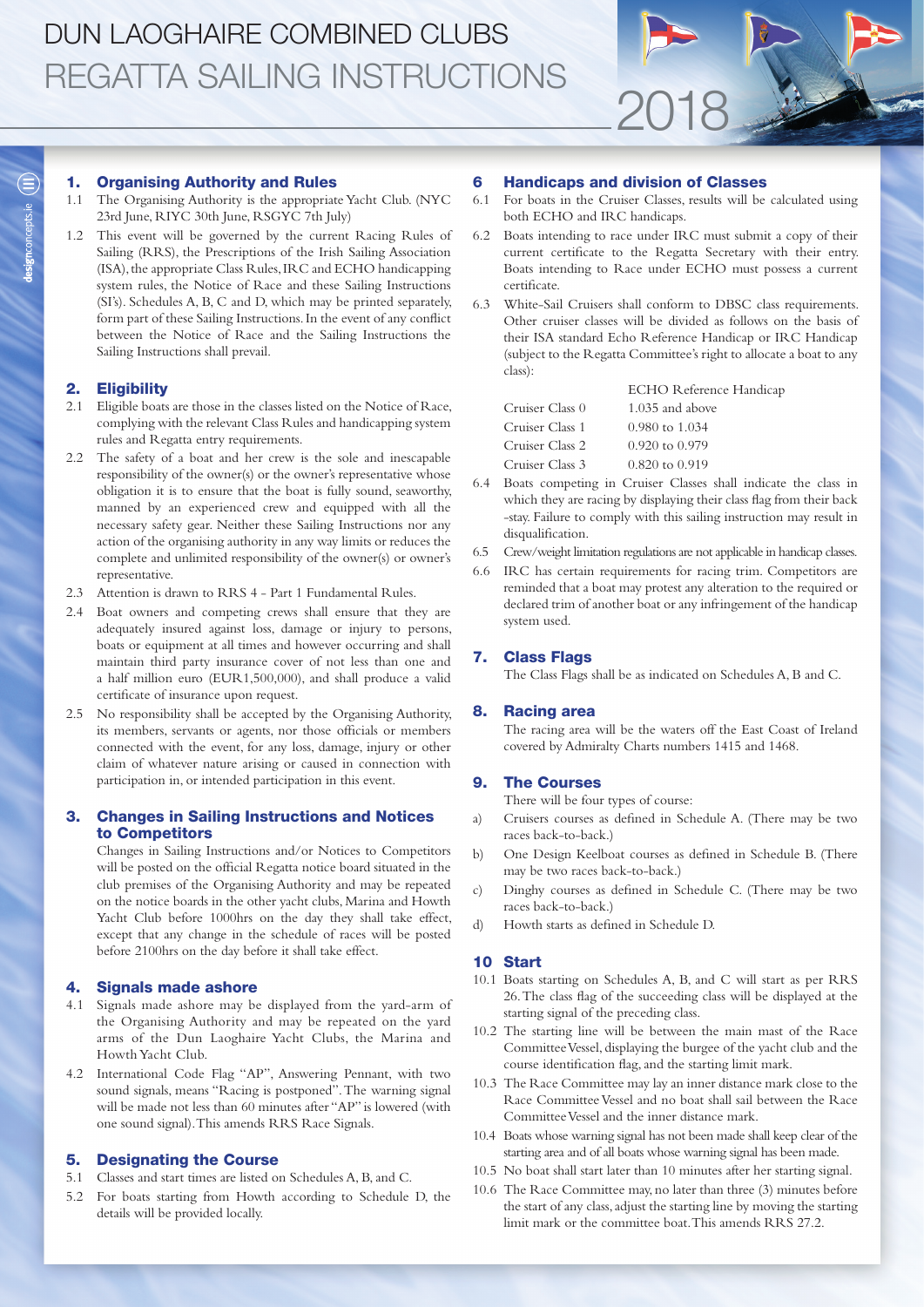# DUN LAOGHAIRE COMBINED CLUBS
# REGATTA SAILING INSTRUCTIONS 2018

## 1. Organising Authority and Rules

1.1 The Organising Authority is the appropriate Yacht Club. (NYC 23rd June, RIYC 30th June, RSGYC 7th July)

1.2 This event will be governed by the current Racing Rules of Sailing (RRS), the Prescriptions of the Irish Sailing Association (ISA), the appropriate Class Rules, IRC and ECHO handicapping system rules, the Notice of Race and these Sailing Instructions (SI's). Schedules A, B, C and D, which may be printed separately, form part of these Sailing Instructions. In the event of any conflict between the Notice of Race and the Sailing Instructions the Sailing Instructions shall prevail.

## 2. Eligibility

2.1 Eligible boats are those in the classes listed on the Notice of Race, complying with the relevant Class Rules and handicapping system rules and Regatta entry requirements.

2.2 The safety of a boat and her crew is the sole and inescapable responsibility of the owner(s) or the owner's representative whose obligation it is to ensure that the boat is fully sound, seaworthy, manned by an experienced crew and equipped with all the necessary safety gear. Neither these Sailing Instructions nor any action of the organising authority in any way limits or reduces the complete and unlimited responsibility of the owner(s) or owner's representative.

2.3 Attention is drawn to RRS 4 - Part 1 Fundamental Rules.

2.4 Boat owners and competing crews shall ensure that they are adequately insured against loss, damage or injury to persons, boats or equipment at all times and however occurring and shall maintain third party insurance cover of not less than one and a half million euro (EUR1,500,000), and shall produce a valid certificate of insurance upon request.

2.5 No responsibility shall be accepted by the Organising Authority, its members, servants or agents, nor those officials or members connected with the event, for any loss, damage, injury or other claim of whatever nature arising or caused in connection with participation in, or intended participation in this event.

## 3. Changes in Sailing Instructions and Notices to Competitors

Changes in Sailing Instructions and/or Notices to Competitors will be posted on the official Regatta notice board situated in the club premises of the Organising Authority and may be repeated on the notice boards in the other yacht clubs, Marina and Howth Yacht Club before 1000hrs on the day they shall take effect, except that any change in the schedule of races will be posted before 2100hrs on the day before it shall take effect.

## 4. Signals made ashore

4.1 Signals made ashore may be displayed from the yard-arm of the Organising Authority and may be repeated on the yard arms of the Dun Laoghaire Yacht Clubs, the Marina and Howth Yacht Club.

4.2 International Code Flag "AP", Answering Pennant, with two sound signals, means "Racing is postponed". The warning signal will be made not less than 60 minutes after "AP" is lowered (with one sound signal). This amends RRS Race Signals.

## 5. Designating the Course

5.1 Classes and start times are listed on Schedules A, B, and C.

5.2 For boats starting from Howth according to Schedule D, the details will be provided locally.

## 6 Handicaps and division of Classes

6.1 For boats in the Cruiser Classes, results will be calculated using both ECHO and IRC handicaps.

6.2 Boats intending to race under IRC must submit a copy of their current certificate to the Regatta Secretary with their entry. Boats intending to Race under ECHO must possess a current certificate.

6.3 White-Sail Cruisers shall conform to DBSC class requirements. Other cruiser classes will be divided as follows on the basis of their ISA standard Echo Reference Handicap or IRC Handicap (subject to the Regatta Committee's right to allocate a boat to any class):

| | ECHO Reference Handicap |
|---|---|
| Cruiser Class 0 | 1.035 and above |
| Cruiser Class 1 | 0.980 to 1.034 |
| Cruiser Class 2 | 0.920 to 0.979 |
| Cruiser Class 3 | 0.820 to 0.919 |

6.4 Boats competing in Cruiser Classes shall indicate the class in which they are racing by displaying their class flag from their back -stay. Failure to comply with this sailing instruction may result in disqualification.

6.5 Crew/weight limitation regulations are not applicable in handicap classes.

6.6 IRC has certain requirements for racing trim. Competitors are reminded that a boat may protest any alteration to the required or declared trim of another boat or any infringement of the handicap system used.

## 7. Class Flags

The Class Flags shall be as indicated on Schedules A, B and C.

## 8. Racing area

The racing area will be the waters off the East Coast of Ireland covered by Admiralty Charts numbers 1415 and 1468.

## 9. The Courses

There will be four types of course:

a) Cruisers courses as defined in Schedule A. (There may be two races back-to-back.)

b) One Design Keelboat courses as defined in Schedule B. (There may be two races back-to-back.)

c) Dinghy courses as defined in Schedule C. (There may be two races back-to-back.)

d) Howth starts as defined in Schedule D.

## 10 Start

10.1 Boats starting on Schedules A, B, and C will start as per RRS 26. The class flag of the succeeding class will be displayed at the starting signal of the preceding class.

10.2 The starting line will be between the main mast of the Race Committee Vessel, displaying the burgee of the yacht club and the course identification flag, and the starting limit mark.

10.3 The Race Committee may lay an inner distance mark close to the Race Committee Vessel and no boat shall sail between the Race Committee Vessel and the inner distance mark.

10.4 Boats whose warning signal has not been made shall keep clear of the starting area and of all boats whose warning signal has been made.

10.5 No boat shall start later than 10 minutes after her starting signal.

10.6 The Race Committee may, no later than three (3) minutes before the start of any class, adjust the starting line by moving the starting limit mark or the committee boat. This amends RRS 27.2.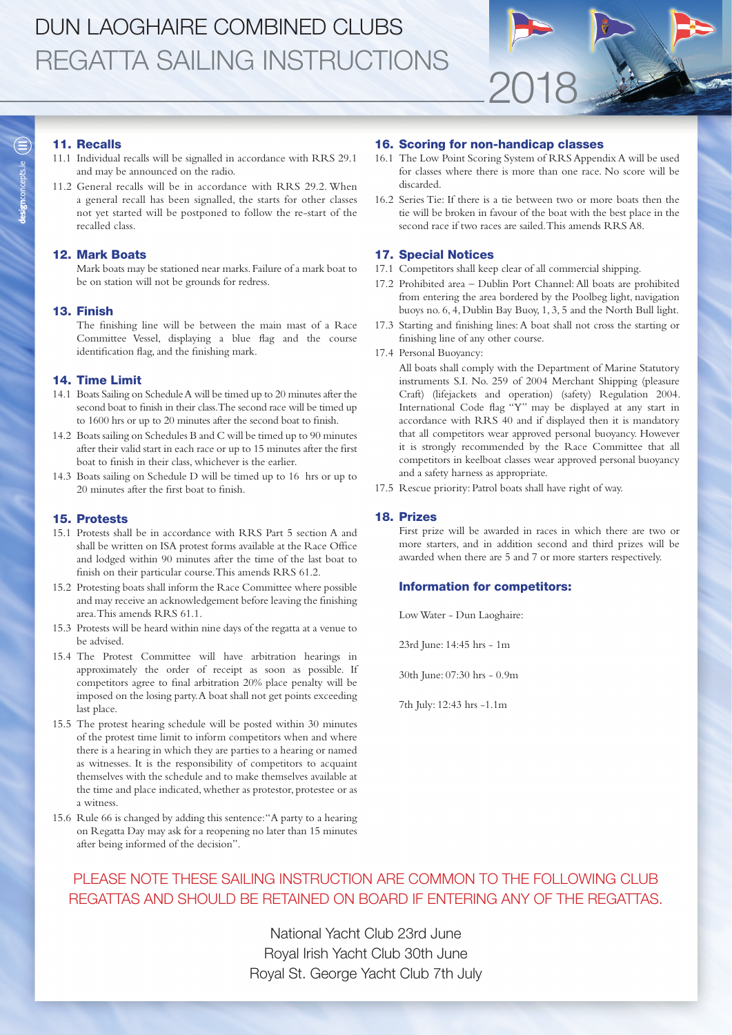# DUN LAOGHAIRE COMBINED CLUBS
# REGATTA SAILING INSTRUCTIONS

2018

## 11. Recalls

11.1 Individual recalls will be signalled in accordance with RRS 29.1 and may be announced on the radio.

11.2 General recalls will be in accordance with RRS 29.2. When a general recall has been signalled, the starts for other classes not yet started will be postponed to follow the re-start of the recalled class.

## 12. Mark Boats

Mark boats may be stationed near marks. Failure of a mark boat to be on station will not be grounds for redress.

## 13. Finish

The finishing line will be between the main mast of a Race Committee Vessel, displaying a blue flag and the course identification flag, and the finishing mark.

## 14. Time Limit

14.1 Boats Sailing on Schedule A will be timed up to 20 minutes after the second boat to finish in their class. The second race will be timed up to 1600 hrs or up to 20 minutes after the second boat to finish.

14.2 Boats sailing on Schedules B and C will be timed up to 90 minutes after their valid start in each race or up to 15 minutes after the first boat to finish in their class, whichever is the earlier.

14.3 Boats sailing on Schedule D will be timed up to 16 hrs or up to 20 minutes after the first boat to finish.

## 15. Protests

15.1 Protests shall be in accordance with RRS Part 5 section A and shall be written on ISA protest forms available at the Race Office and lodged within 90 minutes after the time of the last boat to finish on their particular course. This amends RRS 61.2.

15.2 Protesting boats shall inform the Race Committee where possible and may receive an acknowledgement before leaving the finishing area. This amends RRS 61.1.

15.3 Protests will be heard within nine days of the regatta at a venue to be advised.

15.4 The Protest Committee will have arbitration hearings in approximately the order of receipt as soon as possible. If competitors agree to final arbitration 20% place penalty will be imposed on the losing party. A boat shall not get points exceeding last place.

15.5 The protest hearing schedule will be posted within 30 minutes of the protest time limit to inform competitors when and where there is a hearing in which they are parties to a hearing or named as witnesses. It is the responsibility of competitors to acquaint themselves with the schedule and to make themselves available at the time and place indicated, whether as protestor, protestee or as a witness.

15.6 Rule 66 is changed by adding this sentence: "A party to a hearing on Regatta Day may ask for a reopening no later than 15 minutes after being informed of the decision".

## 16. Scoring for non-handicap classes

16.1 The Low Point Scoring System of RRS Appendix A will be used for classes where there is more than one race. No score will be discarded.

16.2 Series Tie: If there is a tie between two or more boats then the tie will be broken in favour of the boat with the best place in the second race if two races are sailed. This amends RRS A8.

## 17. Special Notices

17.1 Competitors shall keep clear of all commercial shipping.

17.2 Prohibited area – Dublin Port Channel: All boats are prohibited from entering the area bordered by the Poolbeg light, navigation buoys no. 6, 4, Dublin Bay Buoy, 1, 3, 5 and the North Bull light.

17.3 Starting and finishing lines: A boat shall not cross the starting or finishing line of any other course.

17.4 Personal Buoyancy:

All boats shall comply with the Department of Marine Statutory instruments S.I. No. 259 of 2004 Merchant Shipping (pleasure Craft) (lifejackets and operation) (safety) Regulation 2004. International Code flag "Y" may be displayed at any start in accordance with RRS 40 and if displayed then it is mandatory that all competitors wear approved personal buoyancy. However it is strongly recommended by the Race Committee that all competitors in keelboat classes wear approved personal buoyancy and a safety harness as appropriate.

17.5 Rescue priority: Patrol boats shall have right of way.

## 18. Prizes

First prize will be awarded in races in which there are two or more starters, and in addition second and third prizes will be awarded when there are 5 and 7 or more starters respectively.

### Information for competitors:

Low Water - Dun Laoghaire:

23rd June: 14:45 hrs - 1m

30th June: 07:30 hrs - 0.9m

7th July: 12:43 hrs -1.1m

PLEASE NOTE THESE SAILING INSTRUCTION ARE COMMON TO THE FOLLOWING CLUB REGATTAS AND SHOULD BE RETAINED ON BOARD IF ENTERING ANY OF THE REGATTAS.

National Yacht Club 23rd June
Royal Irish Yacht Club 30th June
Royal St. George Yacht Club 7th July